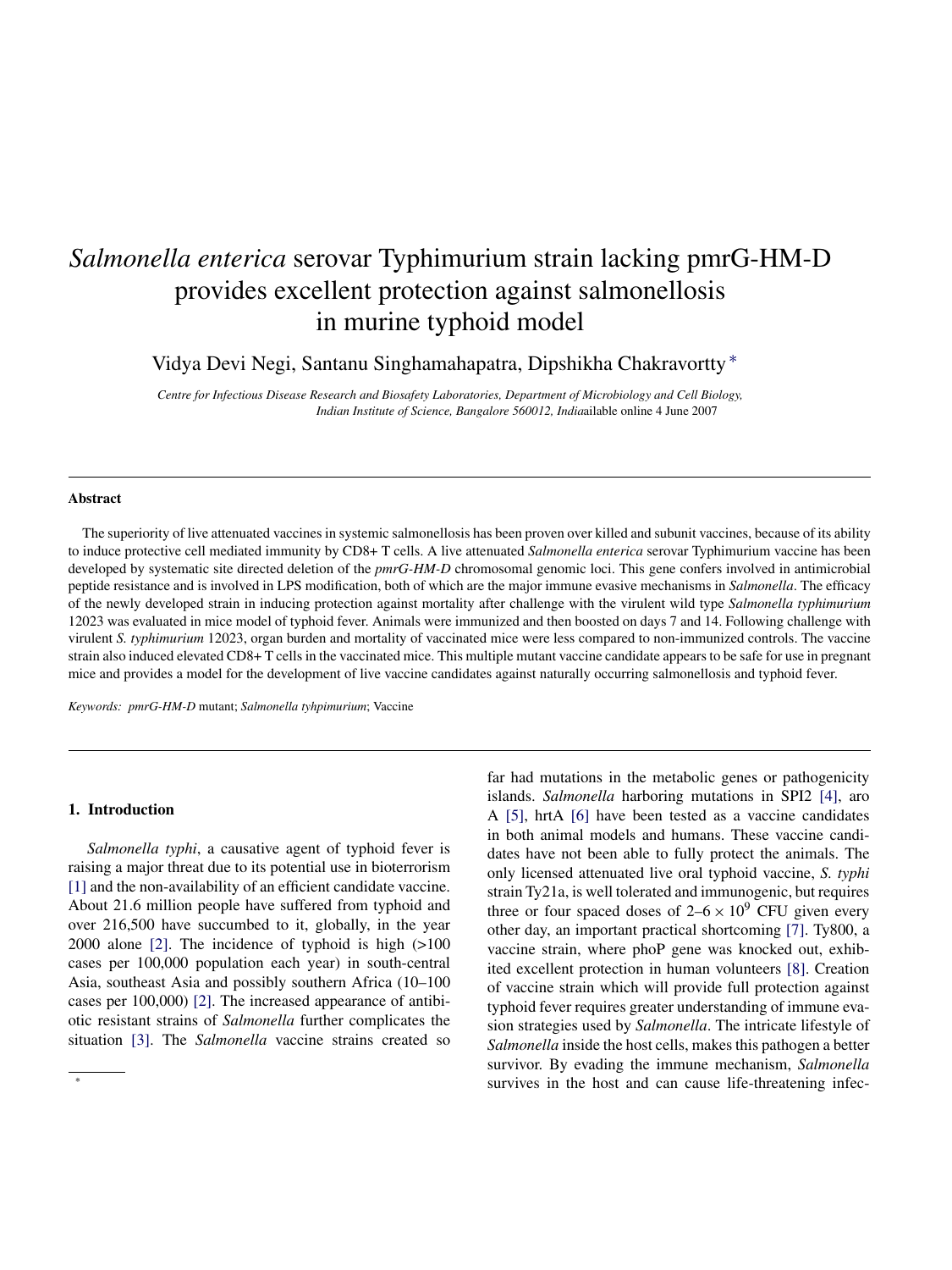# *Salmonella enterica* serovar Typhimurium strain lacking pmrG-HM-D provides excellent protection against salmonellosis in murine typhoid model

Vidya Devi Negi, Santanu Singhamahapatra, Dipshikha Chakravortty *

*Centre for Infectious Disease Research and Biosafety Laboratories, Department of Microbiology and Cell Biology, Indian Institute of Science, Bangalore 560012, India*ailable online 4 June 2007

## Abstract

The superiority of live attenuated vaccines in systemic salmonellosis has been proven over killed and subunit vaccines, because of its ability to induce protective cell mediated immunity by CD8+ T cells. A live attenuated *Salmonella enterica* serovar Typhimurium vaccine has been developed by systematic site directed deletion of the *pmrG-HM-D* chromosomal genomic loci. This gene confers involved in antimicrobial peptide resistance and is involved in LPS modification, both of which are the major immune evasive mechanisms in *Salmonella*. The efficacy of the newly developed strain in inducing protection against mortality after challenge with the virulent wild type *Salmonella typhimurium* 12023 was evaluated in mice model of typhoid fever. Animals were immunized and then boosted on days 7 and 14. Following challenge with virulent *S. typhimurium* 12023, organ burden and mortality of vaccinated mice were less compared to non-immunized controls. The vaccine strain also induced elevated CD8+ T cells in the vaccinated mice. This multiple mutant vaccine candidate appears to be safe for use in pregnant mice and provides a model for the development of live vaccine candidates against naturally occurring salmonellosis and typhoid fever.

*Keywords:* *pmrG-HM-D* mutant; *Salmonella tyhpimurium*; Vaccine

## 1. Introduction

*Salmonella typhi*, a causative agent of typhoid fever is raising a major threat due to its potential use in bioterrorism [1] and the non-availability of an efficient candidate vaccine. About 21.6 million people have suffered from typhoid and over 216,500 have succumbed to it, globally, in the year 2000 alone [2]. The incidence of typhoid is high (>100 cases per 100,000 population each year) in south-central Asia, southeast Asia and possibly southern Africa (10–100 cases per 100,000) [2]. The increased appearance of antibiotic resistant strains of *Salmonella* further complicates the situation [3]. The *Salmonella* vaccine strains created so far had mutations in the metabolic genes or pathogenicity islands. *Salmonella* harboring mutations in SPI2 [4], aro A [5], hrtA [6] have been tested as a vaccine candidates in both animal models and humans. These vaccine candidates have not been able to fully protect the animals. The only licensed attenuated live oral typhoid vaccine, *S. typhi* strain Ty21a, is well tolerated and immunogenic, but requires three or four spaced doses of 2–6 × $10^9$ CFU given every other day, an important practical shortcoming [7]. Ty800, a vaccine strain, where phoP gene was knocked out, exhibited excellent protection in human volunteers [8]. Creation of vaccine strain which will provide full protection against typhoid fever requires greater understanding of immune evasion strategies used by *Salmonella*. The intricate lifestyle of *Salmonella* inside the host cells, makes this pathogen a better survivor. By evading the immune mechanism, *Salmonella* survives in the host and can cause life-threatening infec-

*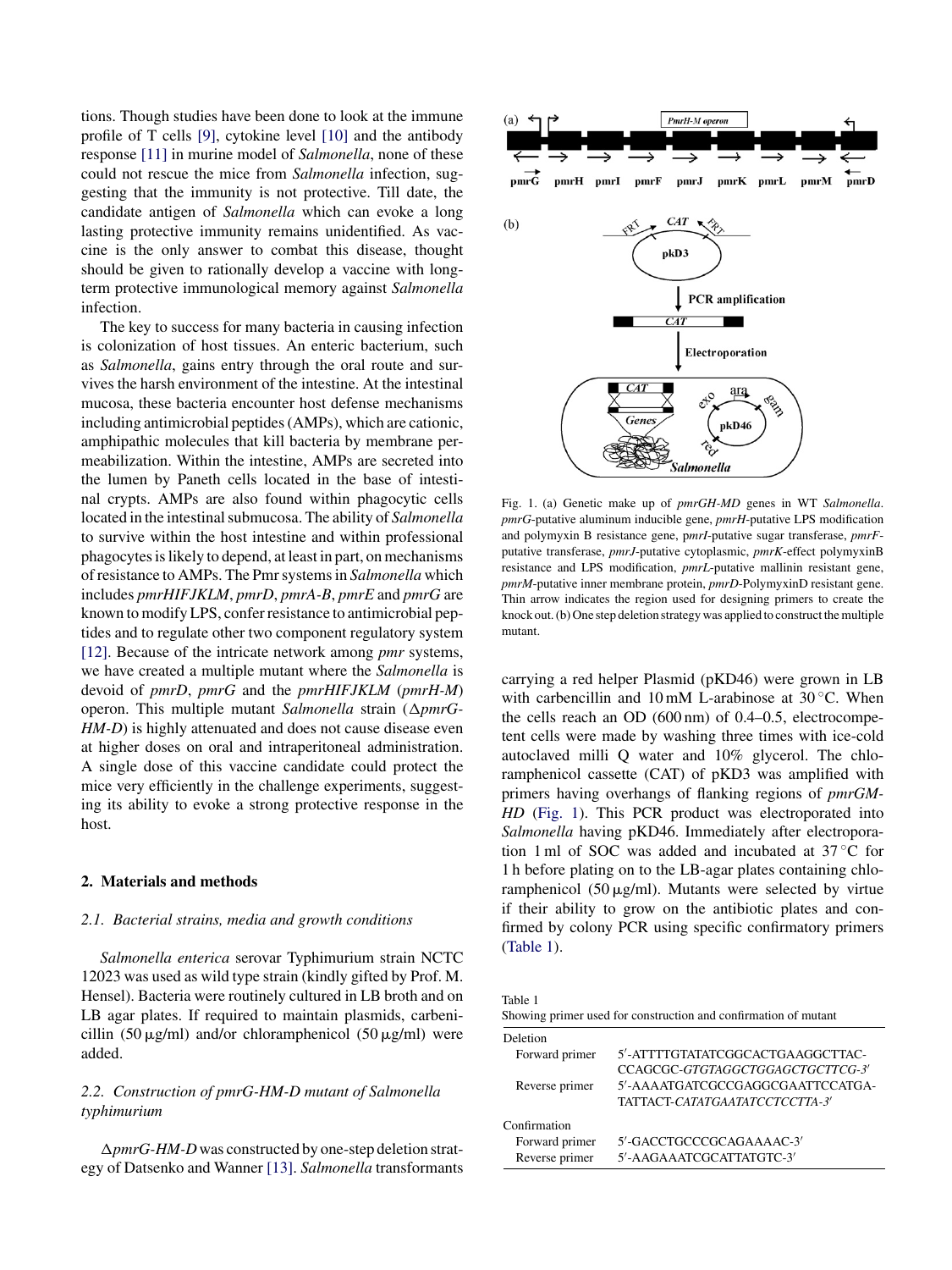tions. Though studies have been done to look at the immune profile of T cells [9], cytokine level [10] and the antibody response [11] in murine model of *Salmonella*, none of these could not rescue the mice from *Salmonella* infection, suggesting that the immunity is not protective. Till date, the candidate antigen of *Salmonella* which can evoke a long lasting protective immunity remains unidentified. As vaccine is the only answer to combat this disease, thought should be given to rationally develop a vaccine with long-term protective immunological memory against *Salmonella* infection.

The key to success for many bacteria in causing infection is colonization of host tissues. An enteric bacterium, such as *Salmonella*, gains entry through the oral route and survives the harsh environment of the intestine. At the intestinal mucosa, these bacteria encounter host defense mechanisms including antimicrobial peptides (AMPs), which are cationic, amphipathic molecules that kill bacteria by membrane permeabilization. Within the intestine, AMPs are secreted into the lumen by Paneth cells located in the base of intestinal crypts. AMPs are also found within phagocytic cells located in the intestinal submucosa. The ability of *Salmonella* to survive within the host intestine and within professional phagocytes is likely to depend, at least in part, on mechanisms of resistance to AMPs. The Pmr systems in *Salmonella* which includes *pmrHIFJKLM*, *pmrD*, *pmrA-B*, *pmrE* and *pmrG* are known to modify LPS, confer resistance to antimicrobial peptides and to regulate other two component regulatory system [12]. Because of the intricate network among *pmr* systems, we have created a multiple mutant where the *Salmonella* is devoid of *pmrD*, *pmrG* and the *pmrHIFJKLM* (*pmrH-M*) operon. This multiple mutant *Salmonella* strain (Δ*pmrG-HM-D*) is highly attenuated and does not cause disease even at higher doses on oral and intraperitoneal administration. A single dose of this vaccine candidate could protect the mice very efficiently in the challenge experiments, suggesting its ability to evoke a strong protective response in the host.

## 2. Materials and methods

### 2.1. Bacterial strains, media and growth conditions

*Salmonella enterica* serovar Typhimurium strain NCTC 12023 was used as wild type strain (kindly gifted by Prof. M. Hensel). Bacteria were routinely cultured in LB broth and on LB agar plates. If required to maintain plasmids, carbenicillin (50 μg/ml) and/or chloramphenicol (50 μg/ml) were added.

### 2.2. Construction of pmrG-HM-D mutant of Salmonella typhimurium

Δ*pmrG-HM-D* was constructed by one-step deletion strategy of Datsenko and Wanner [13]. *Salmonella* transformants carrying a red helper Plasmid (pKD46) were grown in LB with carbencillin and 10 mM L-arabinose at 30 °C. When the cells reach an OD (600 nm) of 0.4–0.5, electrocompetent cells were made by washing three times with ice-cold autoclaved milli Q water and 10% glycerol. The chloramphenicol cassette (CAT) of pKD3 was amplified with primers having overhangs of flanking regions of *pmrGM-HD* (Fig. 1). This PCR product was electroporated into *Salmonella* having pKD46. Immediately after electroporation 1 ml of SOC was added and incubated at 37 °C for 1 h before plating on to the LB-agar plates containing chloramphenicol (50 μg/ml). Mutants were selected by virtue if their ability to grow on the antibiotic plates and confirmed by colony PCR using specific confirmatory primers (Table 1).

Fig. 1. (a) Genetic make up of *pmrGH-MD* genes in WT *Salmonella*. *pmrG*-putative aluminum inducible gene, *pmrH*-putative LPS modification and polymyxin B resistance gene, p*mrI*-putative sugar transferase, *pmrF*-putative transferase, *pmrJ*-putative cytoplasmic, *pmrK*-effect polymyxinB resistance and LPS modification, *pmrL*-putative mallinin resistant gene, *pmrM*-putative inner membrane protein, *pmrD*-PolymyxinD resistant gene. Thin arrow indicates the region used for designing primers to create the knock out. (b) One step deletion strategy was applied to construct the multiple mutant.

Table 1
Showing primer used for construction and confirmation of mutant

| | |
|---|---|
| Deletion | |
| Forward primer | 5′-ATTTTGTATATCGGCACTGAAGGCTTAC-CCAGCGC-*GTGTAGGCTGGAGCTGCTTCG-3′* |
| Reverse primer | 5′-AAAATGATCGCCGAGGCGAATTCCATGA-TATTACT-*CATATGAATATCCTCCTTA-3′* |
| Confirmation | |
| Forward primer | 5′-GACCTGCCCGCAGAAAAC-3′ |
| Reverse primer | 5′-AAGAAATCGCATTATGTC-3′ |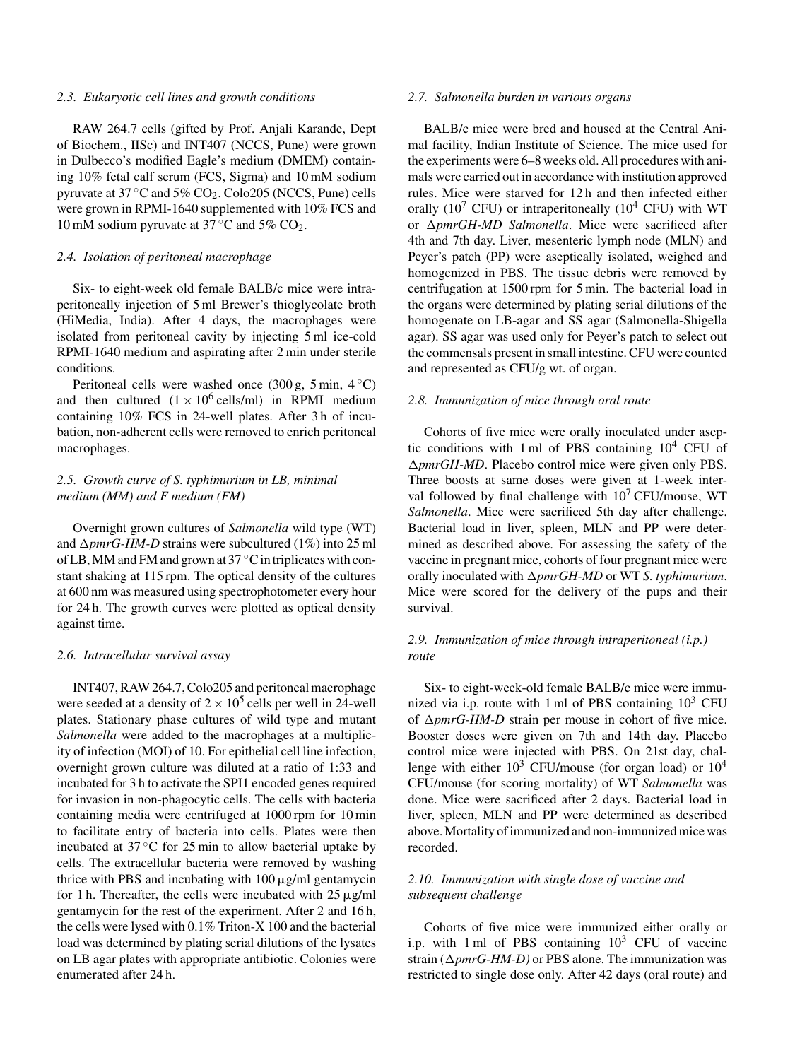### 2.3. Eukaryotic cell lines and growth conditions

RAW 264.7 cells (gifted by Prof. Anjali Karande, Dept of Biochem., IISc) and INT407 (NCCS, Pune) were grown in Dulbecco's modified Eagle's medium (DMEM) containing 10% fetal calf serum (FCS, Sigma) and 10 mM sodium pyruvate at 37 °C and 5% $CO_2$. Colo205 (NCCS, Pune) cells were grown in RPMI-1640 supplemented with 10% FCS and 10 mM sodium pyruvate at 37 °C and 5% $CO_2$.

### 2.4. Isolation of peritoneal macrophage

Six- to eight-week old female BALB/c mice were intraperitoneally injection of 5 ml Brewer's thioglycolate broth (HiMedia, India). After 4 days, the macrophages were isolated from peritoneal cavity by injecting 5 ml ice-cold RPMI-1640 medium and aspirating after 2 min under sterile conditions.

Peritoneal cells were washed once (300 g, 5 min, 4 °C) and then cultured ($1 \times 10^6$ cells/ml) in RPMI medium containing 10% FCS in 24-well plates. After 3 h of incubation, non-adherent cells were removed to enrich peritoneal macrophages.

### 2.5. Growth curve of S. typhimurium in LB, minimal medium (MM) and F medium (FM)

Overnight grown cultures of *Salmonella* wild type (WT) and Δ*pmrG-HM-D* strains were subcultured (1%) into 25 ml of LB, MM and FM and grown at 37 °C in triplicates with constant shaking at 115 rpm. The optical density of the cultures at 600 nm was measured using spectrophotometer every hour for 24 h. The growth curves were plotted as optical density against time.

### 2.6. Intracellular survival assay

INT407, RAW 264.7, Colo205 and peritoneal macrophage were seeded at a density of $2 \times 10^5$ cells per well in 24-well plates. Stationary phase cultures of wild type and mutant *Salmonella* were added to the macrophages at a multiplicity of infection (MOI) of 10. For epithelial cell line infection, overnight grown culture was diluted at a ratio of 1:33 and incubated for 3 h to activate the SPI1 encoded genes required for invasion in non-phagocytic cells. The cells with bacteria containing media were centrifuged at 1000 rpm for 10 min to facilitate entry of bacteria into cells. Plates were then incubated at 37 °C for 25 min to allow bacterial uptake by cells. The extracellular bacteria were removed by washing thrice with PBS and incubating with 100 μg/ml gentamycin for 1 h. Thereafter, the cells were incubated with 25 μg/ml gentamycin for the rest of the experiment. After 2 and 16 h, the cells were lysed with 0.1% Triton-X 100 and the bacterial load was determined by plating serial dilutions of the lysates on LB agar plates with appropriate antibiotic. Colonies were enumerated after 24 h.

### 2.7. Salmonella burden in various organs

BALB/c mice were bred and housed at the Central Animal facility, Indian Institute of Science. The mice used for the experiments were 6–8 weeks old. All procedures with animals were carried out in accordance with institution approved rules. Mice were starved for 12 h and then infected either orally ($10^7$ CFU) or intraperitoneally ($10^4$ CFU) with WT or Δ*pmrGH-MD Salmonella*. Mice were sacrificed after 4th and 7th day. Liver, mesenteric lymph node (MLN) and Peyer's patch (PP) were aseptically isolated, weighed and homogenized in PBS. The tissue debris were removed by centrifugation at 1500 rpm for 5 min. The bacterial load in the organs were determined by plating serial dilutions of the homogenate on LB-agar and SS agar (Salmonella-Shigella agar). SS agar was used only for Peyer's patch to select out the commensals present in small intestine. CFU were counted and represented as CFU/g wt. of organ.

### 2.8. Immunization of mice through oral route

Cohorts of five mice were orally inoculated under aseptic conditions with 1 ml of PBS containing $10^4$ CFU of Δ*pmrGH-MD*. Placebo control mice were given only PBS. Three boosts at same doses were given at 1-week interval followed by final challenge with $10^7$ CFU/mouse, WT *Salmonella*. Mice were sacrificed 5th day after challenge. Bacterial load in liver, spleen, MLN and PP were determined as described above. For assessing the safety of the vaccine in pregnant mice, cohorts of four pregnant mice were orally inoculated with Δ*pmrGH-MD* or WT *S. typhimurium*. Mice were scored for the delivery of the pups and their survival.

### 2.9. Immunization of mice through intraperitoneal (i.p.) route

Six- to eight-week-old female BALB/c mice were immunized via i.p. route with 1 ml of PBS containing $10^3$ CFU of Δ*pmrG-HM-D* strain per mouse in cohort of five mice. Booster doses were given on 7th and 14th day. Placebo control mice were injected with PBS. On 21st day, challenge with either $10^3$ CFU/mouse (for organ load) or $10^4$ CFU/mouse (for scoring mortality) of WT *Salmonella* was done. Mice were sacrificed after 2 days. Bacterial load in liver, spleen, MLN and PP were determined as described above. Mortality of immunized and non-immunized mice was recorded.

### 2.10. Immunization with single dose of vaccine and subsequent challenge

Cohorts of five mice were immunized either orally or i.p. with 1 ml of PBS containing $10^3$ CFU of vaccine strain (Δ*pmrG-HM-D)* or PBS alone. The immunization was restricted to single dose only. After 42 days (oral route) and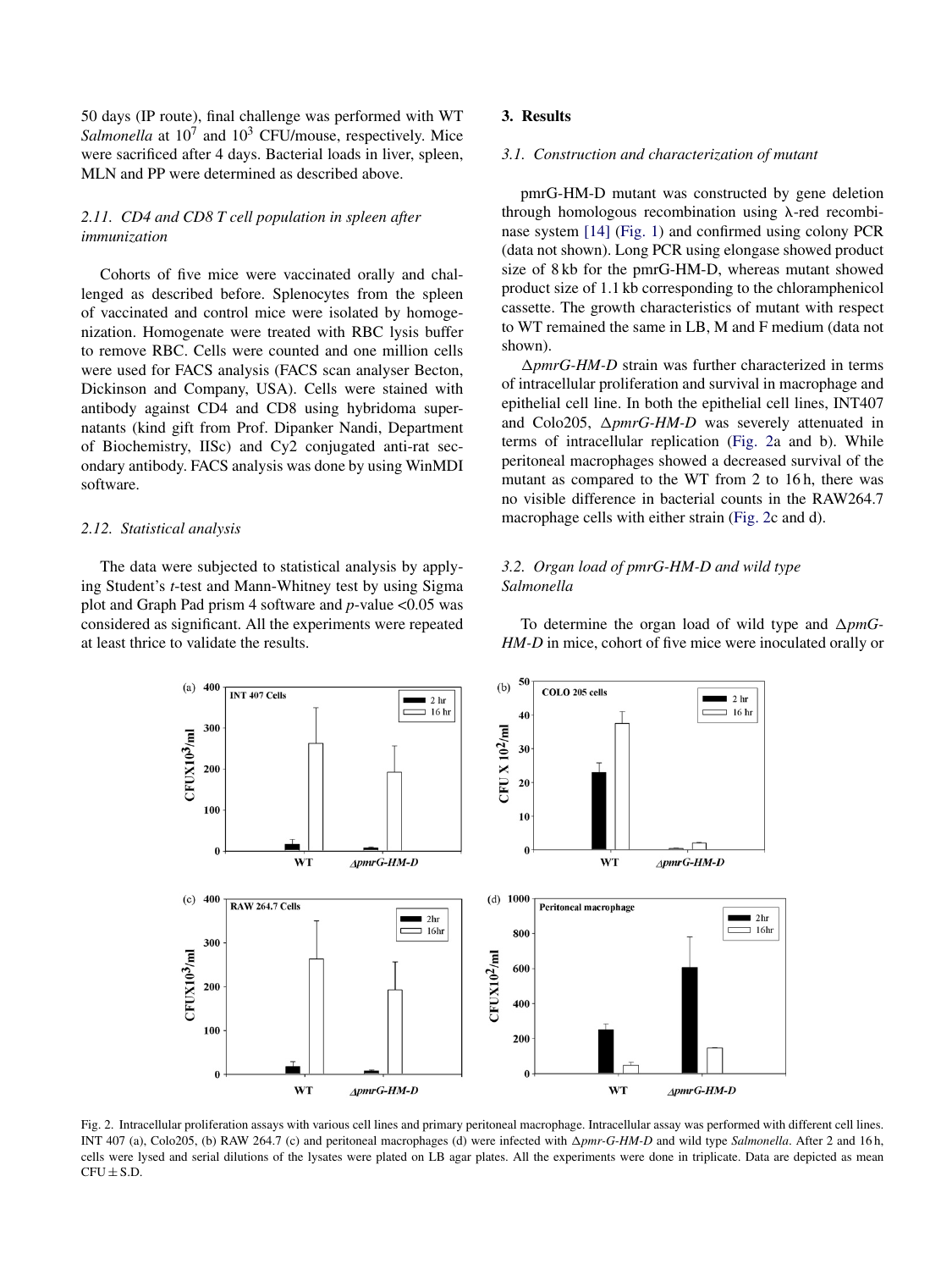50 days (IP route), final challenge was performed with WT *Salmonella* at $10^7$ and $10^3$ CFU/mouse, respectively. Mice were sacrificed after 4 days. Bacterial loads in liver, spleen, MLN and PP were determined as described above.

### 2.11. CD4 and CD8 T cell population in spleen after immunization

Cohorts of five mice were vaccinated orally and challenged as described before. Splenocytes from the spleen of vaccinated and control mice were isolated by homogenization. Homogenate were treated with RBC lysis buffer to remove RBC. Cells were counted and one million cells were used for FACS analysis (FACS scan analyser Becton, Dickinson and Company, USA). Cells were stained with antibody against CD4 and CD8 using hybridoma supernatants (kind gift from Prof. Dipanker Nandi, Department of Biochemistry, IISc) and Cy2 conjugated anti-rat secondary antibody. FACS analysis was done by using WinMDI software.

### 2.12. Statistical analysis

The data were subjected to statistical analysis by applying Student's *t*-test and Mann-Whitney test by using Sigma plot and Graph Pad prism 4 software and *p*-value <0.05 was considered as significant. All the experiments were repeated at least thrice to validate the results.

## 3. Results

### 3.1. Construction and characterization of mutant

pmrG-HM-D mutant was constructed by gene deletion through homologous recombination using λ-red recombinase system [14] (Fig. 1) and confirmed using colony PCR (data not shown). Long PCR using elongase showed product size of 8 kb for the pmrG-HM-D, whereas mutant showed product size of 1.1 kb corresponding to the chloramphenicol cassette. The growth characteristics of mutant with respect to WT remained the same in LB, M and F medium (data not shown).

Δ*pmrG-HM-D* strain was further characterized in terms of intracellular proliferation and survival in macrophage and epithelial cell line. In both the epithelial cell lines, INT407 and Colo205, Δ*pmrG-HM-D* was severely attenuated in terms of intracellular replication (Fig. 2a and b). While peritoneal macrophages showed a decreased survival of the mutant as compared to the WT from 2 to 16 h, there was no visible difference in bacterial counts in the RAW264.7 macrophage cells with either strain (Fig. 2c and d).

### 3.2. Organ load of pmrG-HM-D and wild type *Salmonella*

To determine the organ load of wild type and Δ*pmG-HM-D* in mice, cohort of five mice were inoculated orally or

Fig. 2. Intracellular proliferation assays with various cell lines and primary peritoneal macrophage. Intracellular assay was performed with different cell lines. INT 407 (a), Colo205, (b) RAW 264.7 (c) and peritoneal macrophages (d) were infected with Δ*pmr-G-HM-D* and wild type *Salmonella*. After 2 and 16 h, cells were lysed and serial dilutions of the lysates were plated on LB agar plates. All the experiments were done in triplicate. Data are depicted as mean CFU ± S.D.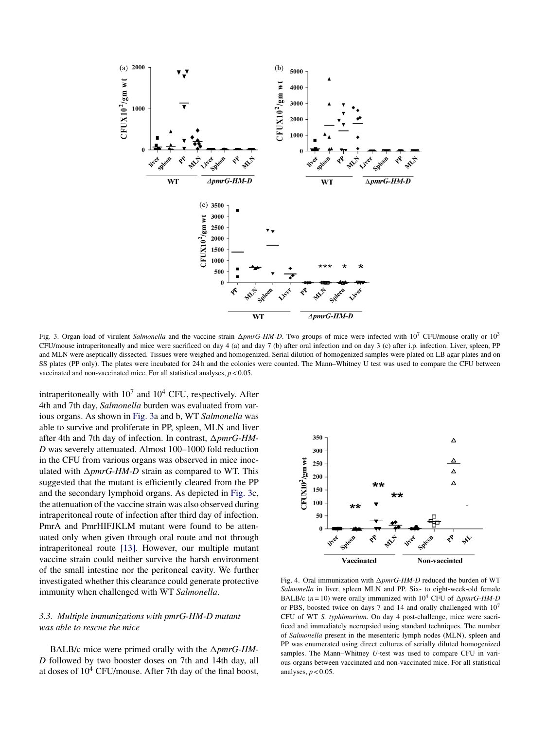Fig. 3. Organ load of virulent *Salmonella* and the vaccine strain Δ*pmrG-HM-D*. Two groups of mice were infected with $10^7$ CFU/mouse orally or $10^3$ CFU/mouse intraperitoneally and mice were sacrificed on day 4 (a) and day 7 (b) after oral infection and on day 3 (c) after i.p. infection. Liver, spleen, PP and MLN were aseptically dissected. Tissues were weighed and homogenized. Serial dilution of homogenized samples were plated on LB agar plates and on SS plates (PP only). The plates were incubated for 24 h and the colonies were counted. The Mann–Whitney U test was used to compare the CFU between vaccinated and non-vaccinated mice. For all statistical analyses, $p < 0.05$.

intraperitoneally with $10^7$ and $10^4$ CFU, respectively. After 4th and 7th day, *Salmonella* burden was evaluated from various organs. As shown in Fig. 3a and b, WT *Salmonella* was able to survive and proliferate in PP, spleen, MLN and liver after 4th and 7th day of infection. In contrast, Δ*pmrG-HM-D* was severely attenuated. Almost 100–1000 fold reduction in the CFU from various organs was observed in mice inoculated with Δ*pmrG-HM-D* strain as compared to WT. This suggested that the mutant is efficiently cleared from the PP and the secondary lymphoid organs. As depicted in Fig. 3c, the attenuation of the vaccine strain was also observed during intraperitoneal route of infection after third day of infection. PmrA and PmrHIFJKLM mutant were found to be attenuated only when given through oral route and not through intraperitoneal route [13]. However, our multiple mutant vaccine strain could neither survive the harsh environment of the small intestine nor the peritoneal cavity. We further investigated whether this clearance could generate protective immunity when challenged with WT *Salmonella*.

### 3.3. Multiple immunizations with pmrG-HM-D mutant was able to rescue the mice

BALB/c mice were primed orally with the Δ*pmrG-HM-D* followed by two booster doses on 7th and 14th day, all at doses of $10^4$ CFU/mouse. After 7th day of the final boost,

Fig. 4. Oral immunization with Δ*pmrG-HM-D* reduced the burden of WT *Salmonella* in liver, spleen MLN and PP. Six- to eight-week-old female BALB/c ($n = 10$) were orally immunized with $10^4$ CFU of Δ*pmrG-HM-D* or PBS, boosted twice on days 7 and 14 and orally challenged with $10^7$ CFU of WT *S. typhimurium*. On day 4 post-challenge, mice were sacrificed and immediately necropsied using standard techniques. The number of *Salmonella* present in the mesenteric lymph nodes (MLN), spleen and PP was enumerated using direct cultures of serially diluted homogenized samples. The Mann–Whitney *U*-test was used to compare CFU in various organs between vaccinated and non-vaccinated mice. For all statistical analyses, $p < 0.05$.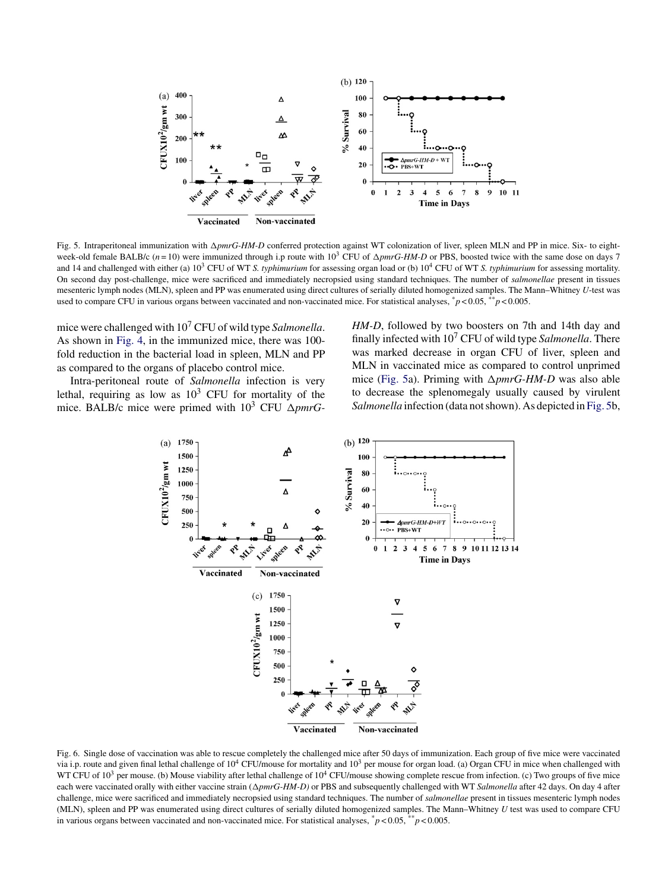Fig. 5. Intraperitoneal immunization with $\Delta pmrG$-$HM$-$D$ conferred protection against WT colonization of liver, spleen MLN and PP in mice. Six- to eight-week-old female BALB/c ($n = 10$) were immunized through i.p route with $10^3$ CFU of $\Delta pmrG$-$HM$-$D$ or PBS, boosted twice with the same dose on days 7 and 14 and challenged with either (a) $10^3$ CFU of WT *S. typhimurium* for assessing organ load or (b) $10^4$ CFU of WT *S. typhimurium* for assessing mortality. On second day post-challenge, mice were sacrificed and immediately necropsied using standard techniques. The number of *salmonellae* present in tissues mesenteric lymph nodes (MLN), spleen and PP was enumerated using direct cultures of serially diluted homogenized samples. The Mann–Whitney *U*-test was used to compare CFU in various organs between vaccinated and non-vaccinated mice. For statistical analyses, $^{*}p < 0.05$, $^{**}p < 0.005$.

mice were challenged with $10^7$ CFU of wild type *Salmonella*. As shown in Fig. 4, in the immunized mice, there was 100-fold reduction in the bacterial load in spleen, MLN and PP as compared to the organs of placebo control mice.

Intra-peritoneal route of *Salmonella* infection is very lethal, requiring as low as $10^3$ CFU for mortality of the mice. BALB/c mice were primed with $10^3$ CFU $\Delta pmrG$-$HM$-$D$, followed by two boosters on 7th and 14th day and finally infected with $10^7$ CFU of wild type *Salmonella*. There was marked decrease in organ CFU of liver, spleen and MLN in vaccinated mice as compared to control unprimed mice (Fig. 5a). Priming with $\Delta pmrG$-$HM$-$D$ was also able to decrease the splenomegaly usually caused by virulent *Salmonella* infection (data not shown). As depicted in Fig. 5b,

Fig. 6. Single dose of vaccination was able to rescue completely the challenged mice after 50 days of immunization. Each group of five mice were vaccinated via i.p. route and given final lethal challenge of $10^4$ CFU/mouse for mortality and $10^3$ per mouse for organ load. (a) Organ CFU in mice when challenged with WT CFU of $10^3$ per mouse. (b) Mouse viability after lethal challenge of $10^4$ CFU/mouse showing complete rescue from infection. (c) Two groups of five mice each were vaccinated orally with either vaccine strain ($\Delta pmrG$-$HM$-$D$) or PBS and subsequently challenged with WT *Salmonella* after 42 days. On day 4 after challenge, mice were sacrificed and immediately necropsied using standard techniques. The number of *salmonellae* present in tissues mesenteric lymph nodes (MLN), spleen and PP was enumerated using direct cultures of serially diluted homogenized samples. The Mann–Whitney *U* test was used to compare CFU in various organs between vaccinated and non-vaccinated mice. For statistical analyses, $^{*}p < 0.05$, $^{**}p < 0.005$.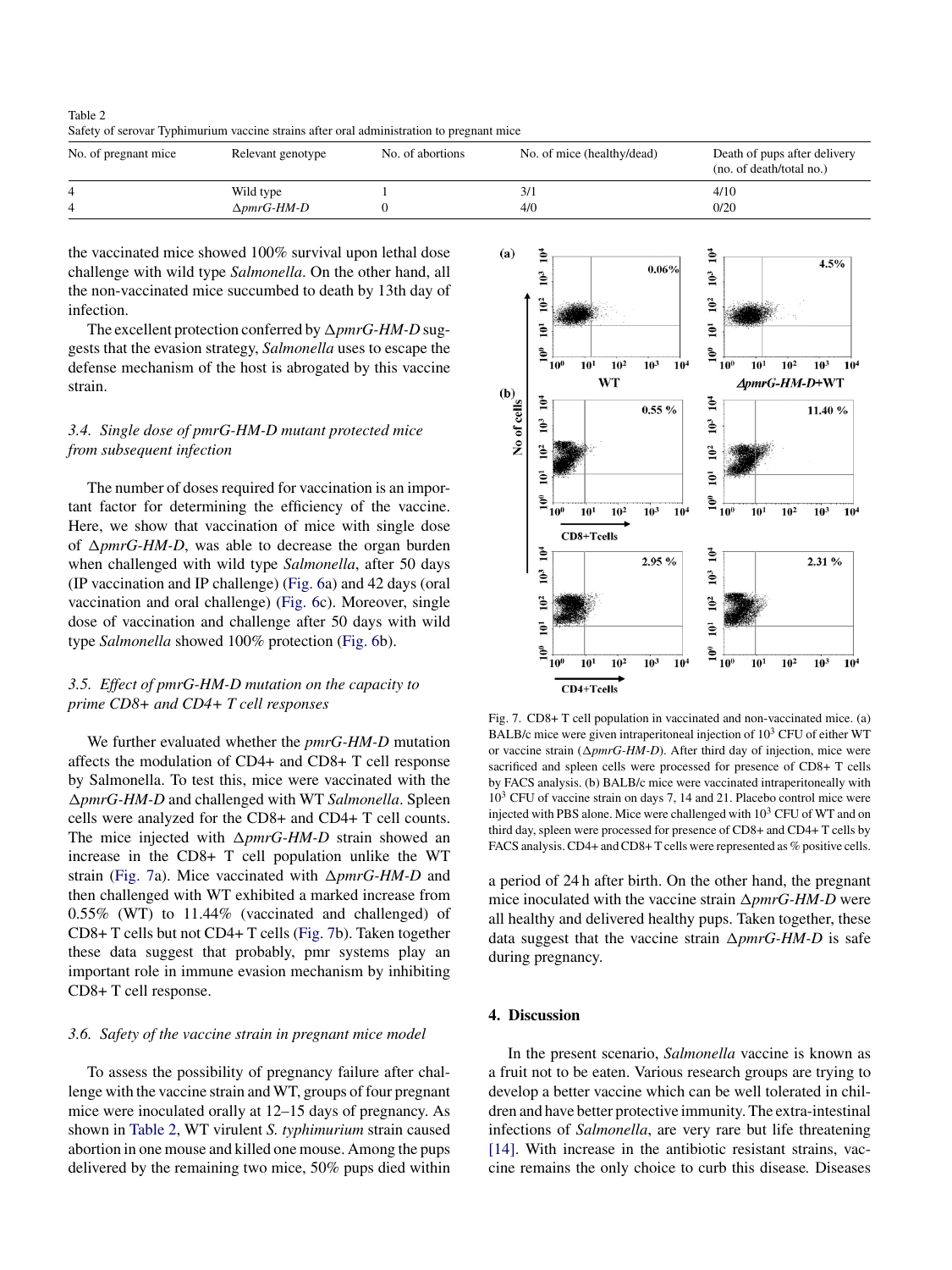Table 2
Safety of serovar Typhimurium vaccine strains after oral administration to pregnant mice

| No. of pregnant mice | Relevant genotype | No. of abortions | No. of mice (healthy/dead) | Death of pups after delivery (no. of death/total no.) |
|---|---|---|---|---|
| 4 | Wild type | 1 | 3/1 | 4/10 |
| 4 | Δ*pmrG-HM-D* | 0 | 4/0 | 0/20 |

the vaccinated mice showed 100% survival upon lethal dose challenge with wild type *Salmonella*. On the other hand, all the non-vaccinated mice succumbed to death by 13th day of infection.

The excellent protection conferred by Δ*pmrG-HM-D* suggests that the evasion strategy, *Salmonella* uses to escape the defense mechanism of the host is abrogated by this vaccine strain.

### *3.4. Single dose of pmrG-HM-D mutant protected mice from subsequent infection*

The number of doses required for vaccination is an important factor for determining the efficiency of the vaccine. Here, we show that vaccination of mice with single dose of Δ*pmrG-HM-D*, was able to decrease the organ burden when challenged with wild type *Salmonella*, after 50 days (IP vaccination and IP challenge) (Fig. 6a) and 42 days (oral vaccination and oral challenge) (Fig. 6c). Moreover, single dose of vaccination and challenge after 50 days with wild type *Salmonella* showed 100% protection (Fig. 6b).

### *3.5. Effect of pmrG-HM-D mutation on the capacity to prime CD8+ and CD4+ T cell responses*

We further evaluated whether the *pmrG-HM-D* mutation affects the modulation of CD4+ and CD8+ T cell response by Salmonella. To test this, mice were vaccinated with the Δ*pmrG-HM-D* and challenged with WT *Salmonella*. Spleen cells were analyzed for the CD8+ and CD4+ T cell counts. The mice injected with Δ*pmrG-HM-D* strain showed an increase in the CD8+ T cell population unlike the WT strain (Fig. 7a). Mice vaccinated with Δ*pmrG-HM-D* and then challenged with WT exhibited a marked increase from 0.55% (WT) to 11.44% (vaccinated and challenged) of CD8+ T cells but not CD4+ T cells (Fig. 7b). Taken together these data suggest that probably, pmr systems play an important role in immune evasion mechanism by inhibiting CD8+ T cell response.

### *3.6. Safety of the vaccine strain in pregnant mice model*

To assess the possibility of pregnancy failure after challenge with the vaccine strain and WT, groups of four pregnant mice were inoculated orally at 12–15 days of pregnancy. As shown in Table 2, WT virulent *S. typhimurium* strain caused abortion in one mouse and killed one mouse. Among the pups delivered by the remaining two mice, 50% pups died within a period of 24 h after birth. On the other hand, the pregnant mice inoculated with the vaccine strain Δ*pmrG-HM-D* were all healthy and delivered healthy pups. Taken together, these data suggest that the vaccine strain Δ*pmrG-HM-D* is safe during pregnancy.

Fig. 7. CD8+ T cell population in vaccinated and non-vaccinated mice. (a) BALB/c mice were given intraperitoneal injection of $10^3$ CFU of either WT or vaccine strain (Δ*pmrG-HM-D*). After third day of injection, mice were sacrificed and spleen cells were processed for presence of CD8+ T cells by FACS analysis. (b) BALB/c mice were vaccinated intraperitoneally with $10^3$ CFU of vaccine strain on days 7, 14 and 21. Placebo control mice were injected with PBS alone. Mice were challenged with $10^3$ CFU of WT and on third day, spleen were processed for presence of CD8+ and CD4+ T cells by FACS analysis. CD4+ and CD8+ T cells were represented as % positive cells.

## 4. Discussion

In the present scenario, *Salmonella* vaccine is known as a fruit not to be eaten. Various research groups are trying to develop a better vaccine which can be well tolerated in children and have better protective immunity. The extra-intestinal infections of *Salmonella*, are very rare but life threatening [14]. With increase in the antibiotic resistant strains, vaccine remains the only choice to curb this disease. Diseases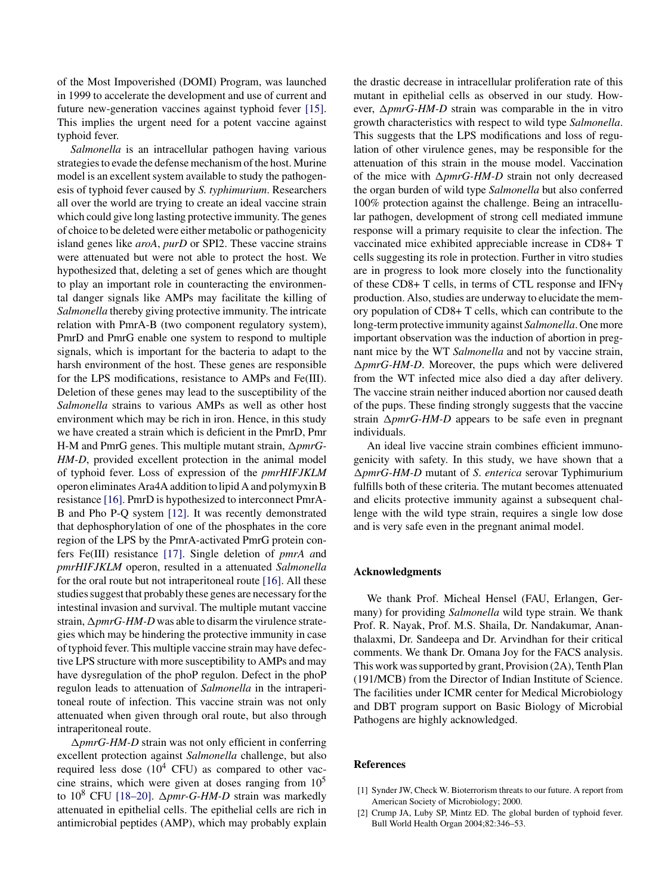of the Most Impoverished (DOMI) Program, was launched in 1999 to accelerate the development and use of current and future new-generation vaccines against typhoid fever [15]. This implies the urgent need for a potent vaccine against typhoid fever.

*Salmonella* is an intracellular pathogen having various strategies to evade the defense mechanism of the host. Murine model is an excellent system available to study the pathogenesis of typhoid fever caused by *S. typhimurium*. Researchers all over the world are trying to create an ideal vaccine strain which could give long lasting protective immunity. The genes of choice to be deleted were either metabolic or pathogenicity island genes like *aroA*, *purD* or SPI2. These vaccine strains were attenuated but were not able to protect the host. We hypothesized that, deleting a set of genes which are thought to play an important role in counteracting the environmental danger signals like AMPs may facilitate the killing of *Salmonella* thereby giving protective immunity. The intricate relation with PmrA-B (two component regulatory system), PmrD and PmrG enable one system to respond to multiple signals, which is important for the bacteria to adapt to the harsh environment of the host. These genes are responsible for the LPS modifications, resistance to AMPs and Fe(III). Deletion of these genes may lead to the susceptibility of the *Salmonella* strains to various AMPs as well as other host environment which may be rich in iron. Hence, in this study we have created a strain which is deficient in the PmrD, Pmr H-M and PmrG genes. This multiple mutant strain, Δ*pmrG-HM-D*, provided excellent protection in the animal model of typhoid fever. Loss of expression of the *pmrHIFJKLM* operon eliminates Ara4A addition to lipid A and polymyxin B resistance [16]. PmrD is hypothesized to interconnect PmrA-B and Pho P-Q system [12]. It was recently demonstrated that dephosphorylation of one of the phosphates in the core region of the LPS by the PmrA-activated PmrG protein confers Fe(III) resistance [17]. Single deletion of *pmrA a*nd *pmrHIFJKLM* operon, resulted in a attenuated *Salmonella* for the oral route but not intraperitoneal route [16]. All these studies suggest that probably these genes are necessary for the intestinal invasion and survival. The multiple mutant vaccine strain, Δ*pmrG-HM-D* was able to disarm the virulence strategies which may be hindering the protective immunity in case of typhoid fever. This multiple vaccine strain may have defective LPS structure with more susceptibility to AMPs and may have dysregulation of the phoP regulon. Defect in the phoP regulon leads to attenuation of *Salmonella* in the intraperitoneal route of infection. This vaccine strain was not only attenuated when given through oral route, but also through intraperitoneal route.

Δ*pmrG-HM-D* strain was not only efficient in conferring excellent protection against *Salmonella* challenge, but also required less dose ($10^4$ CFU) as compared to other vaccine strains, which were given at doses ranging from $10^5$ to $10^8$ CFU [18–20]. Δ*pmr-G-HM-D* strain was markedly attenuated in epithelial cells. The epithelial cells are rich in antimicrobial peptides (AMP), which may probably explain the drastic decrease in intracellular proliferation rate of this mutant in epithelial cells as observed in our study. However, Δ*pmrG-HM-D* strain was comparable in the in vitro growth characteristics with respect to wild type *Salmonella*. This suggests that the LPS modifications and loss of regulation of other virulence genes, may be responsible for the attenuation of this strain in the mouse model. Vaccination of the mice with Δ*pmrG-HM-D* strain not only decreased the organ burden of wild type *Salmonella* but also conferred 100% protection against the challenge. Being an intracellular pathogen, development of strong cell mediated immune response will a primary requisite to clear the infection. The vaccinated mice exhibited appreciable increase in CD8+ T cells suggesting its role in protection. Further in vitro studies are in progress to look more closely into the functionality of these CD8+ T cells, in terms of CTL response and IFNγ production. Also, studies are underway to elucidate the memory population of CD8+ T cells, which can contribute to the long-term protective immunity against *Salmonella*. One more important observation was the induction of abortion in pregnant mice by the WT *Salmonella* and not by vaccine strain, Δ*pmrG-HM-D*. Moreover, the pups which were delivered from the WT infected mice also died a day after delivery. The vaccine strain neither induced abortion nor caused death of the pups. These finding strongly suggests that the vaccine strain Δ*pmrG-HM-D* appears to be safe even in pregnant individuals.

An ideal live vaccine strain combines efficient immunogenicity with safety. In this study, we have shown that a Δ*pmrG-HM-D* mutant of *S. enterica* serovar Typhimurium fulfills both of these criteria. The mutant becomes attenuated and elicits protective immunity against a subsequent challenge with the wild type strain, requires a single low dose and is very safe even in the pregnant animal model.

## Acknowledgments

We thank Prof. Micheal Hensel (FAU, Erlangen, Germany) for providing *Salmonella* wild type strain. We thank Prof. R. Nayak, Prof. M.S. Shaila, Dr. Nandakumar, Ananthalaxmi, Dr. Sandeepa and Dr. Arvindhan for their critical comments. We thank Dr. Omana Joy for the FACS analysis. This work was supported by grant, Provision (2A), Tenth Plan (191/MCB) from the Director of Indian Institute of Science. The facilities under ICMR center for Medical Microbiology and DBT program support on Basic Biology of Microbial Pathogens are highly acknowledged.

## References

[1] Synder JW, Check W. Bioterrorism threats to our future. A report from American Society of Microbiology; 2000.

[2] Crump JA, Luby SP, Mintz ED. The global burden of typhoid fever. Bull World Health Organ 2004;82:346–53.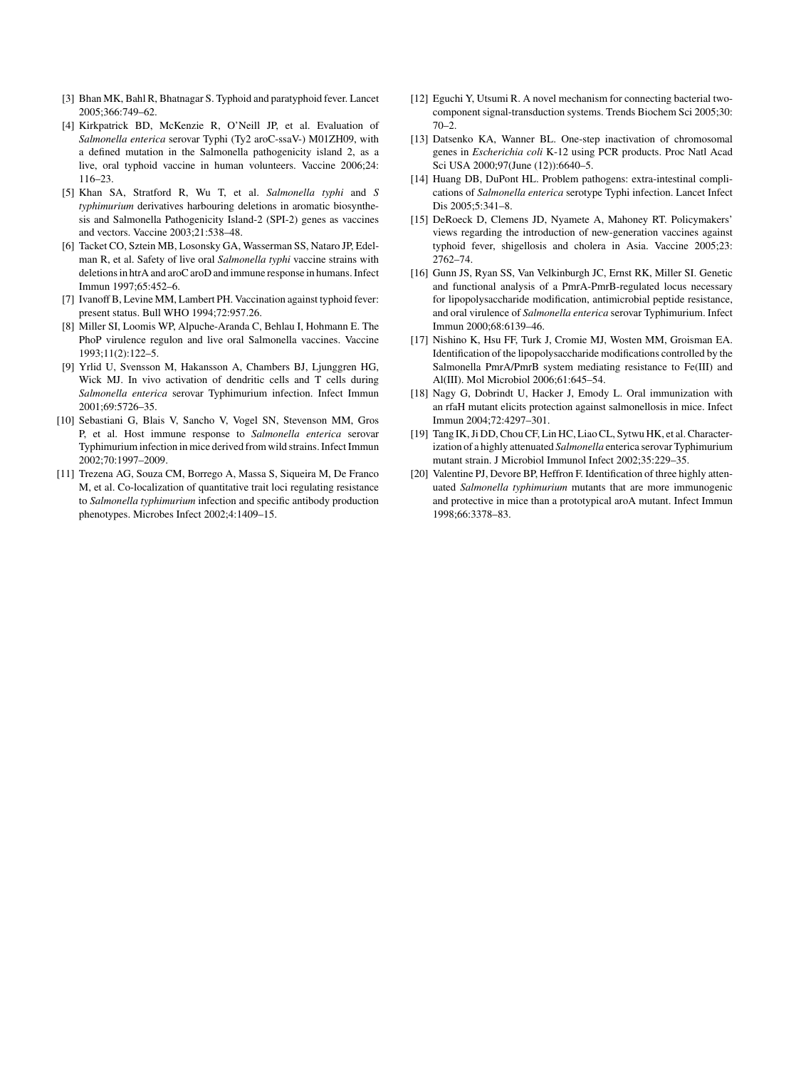[3] Bhan MK, Bahl R, Bhatnagar S. Typhoid and paratyphoid fever. Lancet 2005;366:749–62.

[4] Kirkpatrick BD, McKenzie R, O'Neill JP, et al. Evaluation of *Salmonella enterica* serovar Typhi (Ty2 aroC-ssaV-) M01ZH09, with a defined mutation in the Salmonella pathogenicity island 2, as a live, oral typhoid vaccine in human volunteers. Vaccine 2006;24: 116–23.

[5] Khan SA, Stratford R, Wu T, et al. *Salmonella typhi* and *S typhimurium* derivatives harbouring deletions in aromatic biosynthesis and Salmonella Pathogenicity Island-2 (SPI-2) genes as vaccines and vectors. Vaccine 2003;21:538–48.

[6] Tacket CO, Sztein MB, Losonsky GA, Wasserman SS, Nataro JP, Edelman R, et al. Safety of live oral *Salmonella typhi* vaccine strains with deletions in htrA and aroC aroD and immune response in humans. Infect Immun 1997;65:452–6.

[7] Ivanoff B, Levine MM, Lambert PH. Vaccination against typhoid fever: present status. Bull WHO 1994;72:957.26.

[8] Miller SI, Loomis WP, Alpuche-Aranda C, Behlau I, Hohmann E. The PhoP virulence regulon and live oral Salmonella vaccines. Vaccine 1993;11(2):122–5.

[9] Yrlid U, Svensson M, Hakansson A, Chambers BJ, Ljunggren HG, Wick MJ. In vivo activation of dendritic cells and T cells during *Salmonella enterica* serovar Typhimurium infection. Infect Immun 2001;69:5726–35.

[10] Sebastiani G, Blais V, Sancho V, Vogel SN, Stevenson MM, Gros P, et al. Host immune response to *Salmonella enterica* serovar Typhimurium infection in mice derived from wild strains. Infect Immun 2002;70:1997–2009.

[11] Trezena AG, Souza CM, Borrego A, Massa S, Siqueira M, De Franco M, et al. Co-localization of quantitative trait loci regulating resistance to *Salmonella typhimurium* infection and specific antibody production phenotypes. Microbes Infect 2002;4:1409–15.

[12] Eguchi Y, Utsumi R. A novel mechanism for connecting bacterial two-component signal-transduction systems. Trends Biochem Sci 2005;30: 70–2.

[13] Datsenko KA, Wanner BL. One-step inactivation of chromosomal genes in *Escherichia coli* K-12 using PCR products. Proc Natl Acad Sci USA 2000;97(June (12)):6640–5.

[14] Huang DB, DuPont HL. Problem pathogens: extra-intestinal complications of *Salmonella enterica* serotype Typhi infection. Lancet Infect Dis 2005;5:341–8.

[15] DeRoeck D, Clemens JD, Nyamete A, Mahoney RT. Policymakers' views regarding the introduction of new-generation vaccines against typhoid fever, shigellosis and cholera in Asia. Vaccine 2005;23: 2762–74.

[16] Gunn JS, Ryan SS, Van Velkinburgh JC, Ernst RK, Miller SI. Genetic and functional analysis of a PmrA-PmrB-regulated locus necessary for lipopolysaccharide modification, antimicrobial peptide resistance, and oral virulence of *Salmonella enterica* serovar Typhimurium. Infect Immun 2000;68:6139–46.

[17] Nishino K, Hsu FF, Turk J, Cromie MJ, Wosten MM, Groisman EA. Identification of the lipopolysaccharide modifications controlled by the Salmonella PmrA/PmrB system mediating resistance to Fe(III) and Al(III). Mol Microbiol 2006;61:645–54.

[18] Nagy G, Dobrindt U, Hacker J, Emody L. Oral immunization with an rfaH mutant elicits protection against salmonellosis in mice. Infect Immun 2004;72:4297–301.

[19] Tang IK, Ji DD, Chou CF, Lin HC, Liao CL, Sytwu HK, et al. Characterization of a highly attenuated *Salmonella* enterica serovar Typhimurium mutant strain. J Microbiol Immunol Infect 2002;35:229–35.

[20] Valentine PJ, Devore BP, Heffron F. Identification of three highly attenuated *Salmonella typhimurium* mutants that are more immunogenic and protective in mice than a prototypical aroA mutant. Infect Immun 1998;66:3378–83.